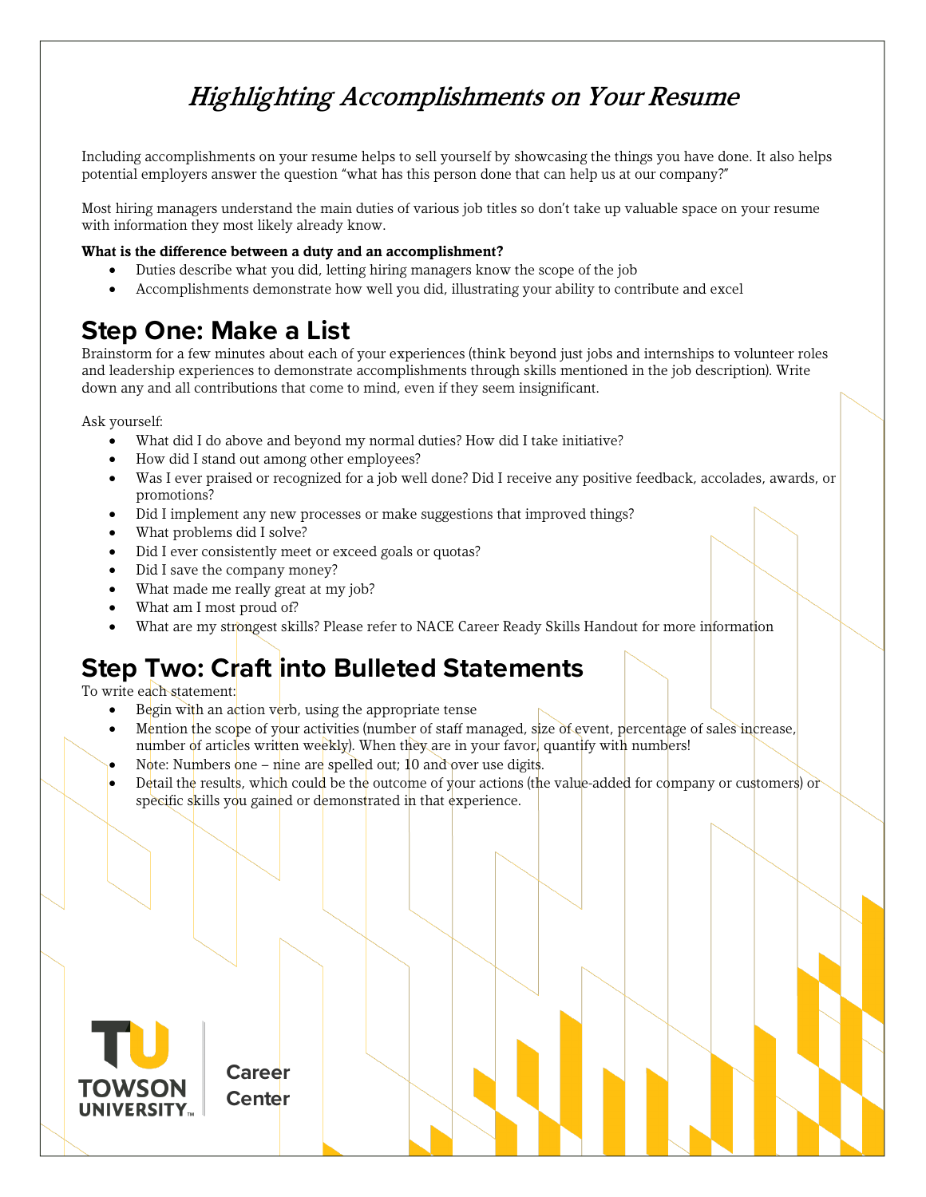# *Highlighting Accomplishments on Your Resume*

Including accomplishments on your resume helps to sell yourself by showcasing the things you have done. It also helps potential employers answer the question "what has this person done that can help us at our company?"

Most hiring managers understand the main duties of various job titles so don't take up valuable space on your resume with information they most likely already know.

**What is the difference between a duty and an accomplishment?**

- Duties describe what you did, letting hiring managers know the scope of the job
- Accomplishments demonstrate how well you did, illustrating your ability to contribute and excel

## Step One: Make a List

Brainstorm for a few minutes about each of your experiences (think beyond just jobs and internships to volunteer roles and leadership experiences to demonstrate accomplishments through skills mentioned in the job description). Write down any and all contributions that come to mind, even if they seem insignificant.

Ask yourself:

- What did I do above and beyond my normal duties? How did I take initiative?
- How did I stand out among other employees?
- Was I ever praised or recognized for a job well done? Did I receive any positive feedback, accolades, awards, or promotions?
- Did I implement any new processes or make suggestions that improved things?
- What problems did I solve?
- Did I ever consistently meet or exceed goals or quotas?
- Did I save the company money?
- What made me really great at my job?
- What am I most proud of?
- What are my strongest skills? Please refer to NACE Career Ready Skills Handout for more information

## Step Two: Craft into Bulleted Statements

To write each statement:

- Begin with an action verb, using the appropriate tense
- Mention the scope of your activities (number of staff managed, size of event, percentage of sales increase, number of articles written weekly). When they are in your favor, quantify with numbers!
- Note: Numbers one – nine are spelled out; 10 and over use digits.
- Detail the results, which could be the outcome of your actions (the value-added for company or customers) or specific skills you gained or demonstrated in that experience.

TOWSON UNIVERSITY Career Center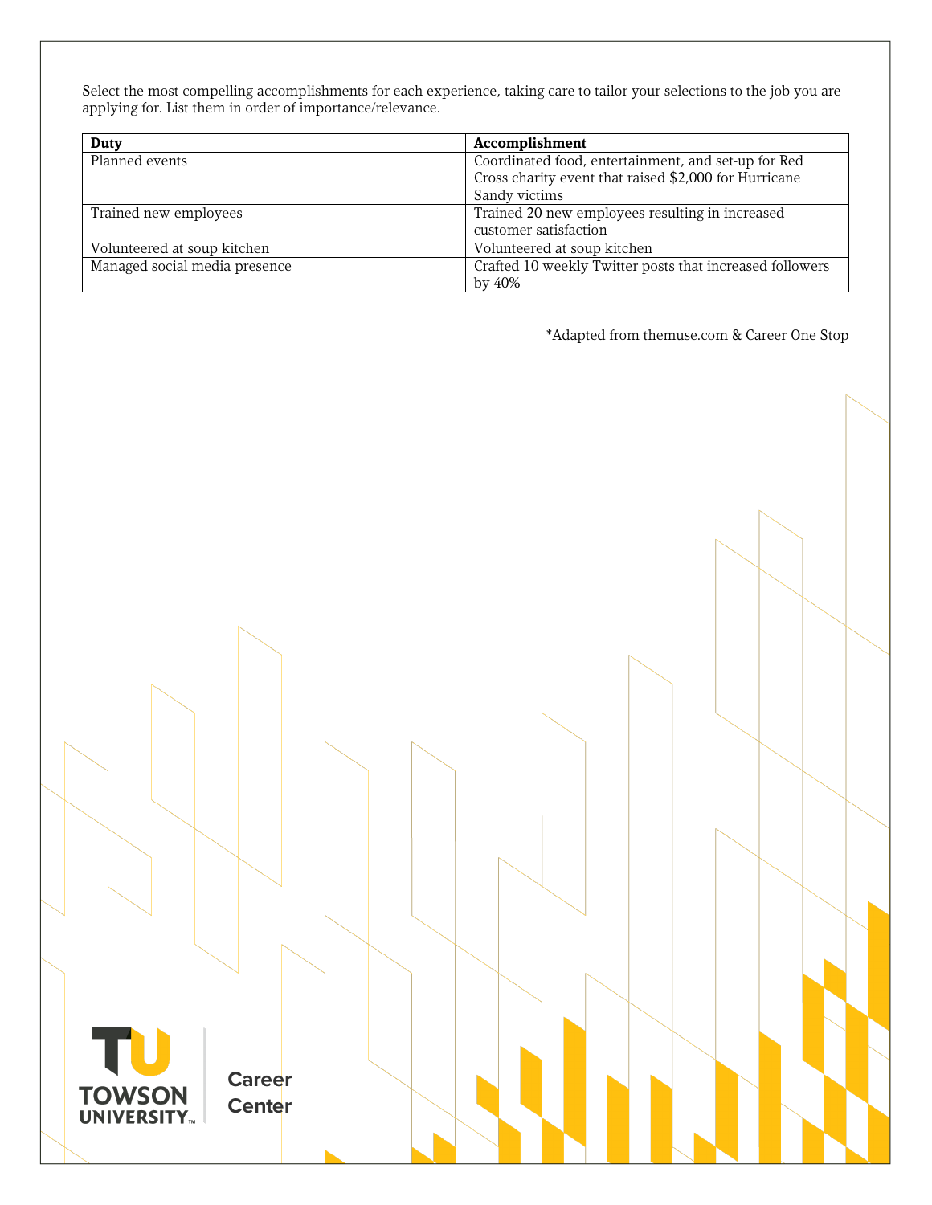Select the most compelling accomplishments for each experience, taking care to tailor your selections to the job you are applying for. List them in order of importance/relevance.

| Duty | Accomplishment |
| --- | --- |
| Planned events | Coordinated food, entertainment, and set-up for Red Cross charity event that raised $2,000 for Hurricane Sandy victims |
| Trained new employees | Trained 20 new employees resulting in increased customer satisfaction |
| Volunteered at soup kitchen | Volunteered at soup kitchen |
| Managed social media presence | Crafted 10 weekly Twitter posts that increased followers by 40% |

*Adapted from themuse.com & Career One Stop

TOWSON UNIVERSITY Career Center